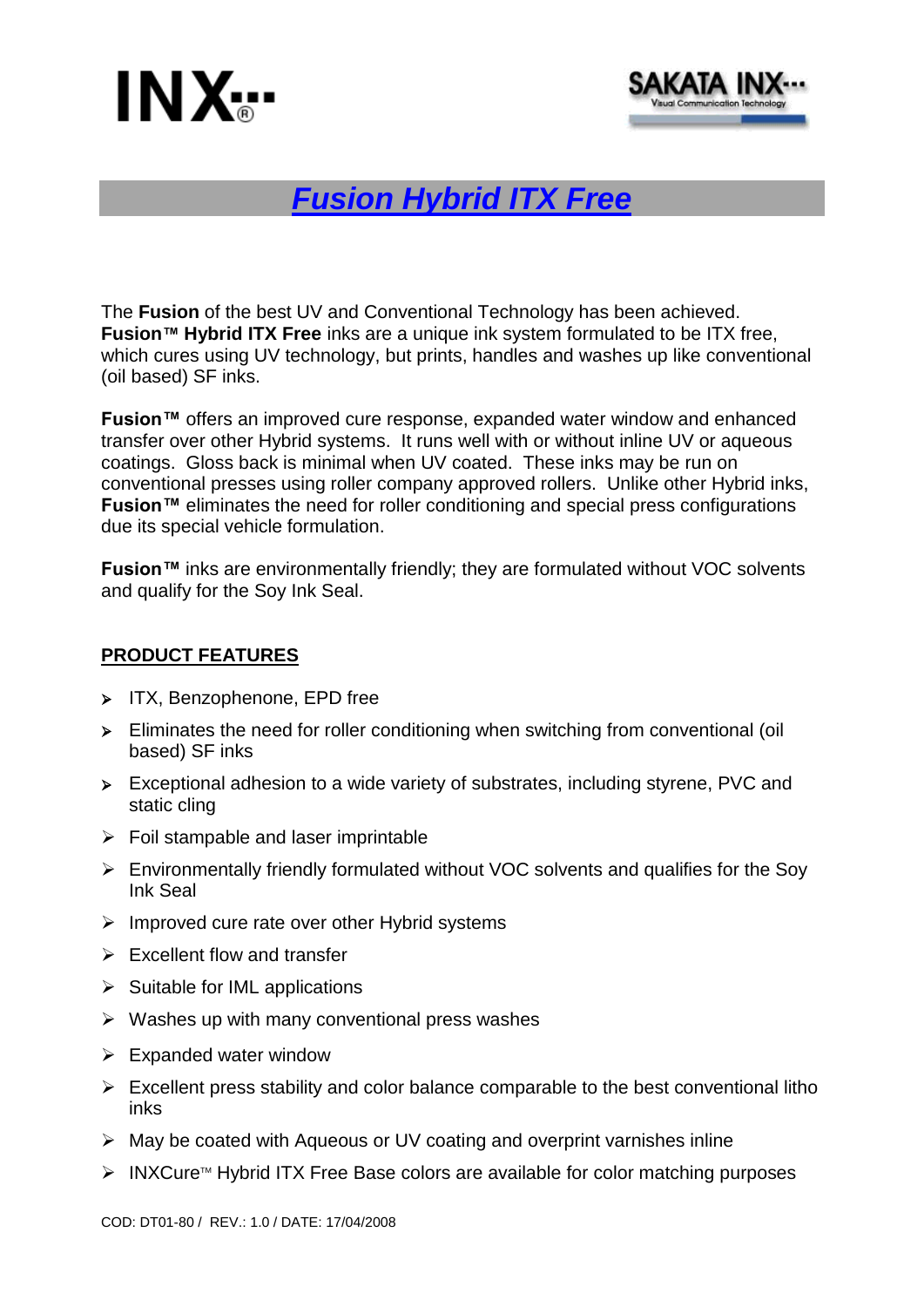# Fusion Hybrid ITX Free

The **Fusion** of the best UV and Conventional Technology has been achieved. **Fusion™ Hybrid ITX Free** inks are a unique ink system formulated to be ITX free, which cures using UV technology, but prints, handles and washes up like conventional (oil based) SF inks.

**Fusion™** offers an improved cure response, expanded water window and enhanced transfer over other Hybrid systems. It runs well with or without inline UV or aqueous coatings. Gloss back is minimal when UV coated. These inks may be run on conventional presses using roller company approved rollers. Unlike other Hybrid inks, **Fusion™** eliminates the need for roller conditioning and special press configurations due its special vehicle formulation.

**Fusion™** inks are environmentally friendly; they are formulated without VOC solvents and qualify for the Soy Ink Seal.

## PRODUCT FEATURES

- ITX, Benzophenone, EPD free
- Eliminates the need for roller conditioning when switching from conventional (oil based) SF inks
- Exceptional adhesion to a wide variety of substrates, including styrene, PVC and static cling
- Foil stampable and laser imprintable
- Environmentally friendly formulated without VOC solvents and qualifies for the Soy Ink Seal
- Improved cure rate over other Hybrid systems
- Excellent flow and transfer
- Suitable for IML applications
- Washes up with many conventional press washes
- Expanded water window
- Excellent press stability and color balance comparable to the best conventional litho inks
- May be coated with Aqueous or UV coating and overprint varnishes inline
- INXCure™ Hybrid ITX Free Base colors are available for color matching purposes

COD: DT01-80 / REV.: 1.0 / DATE: 17/04/2008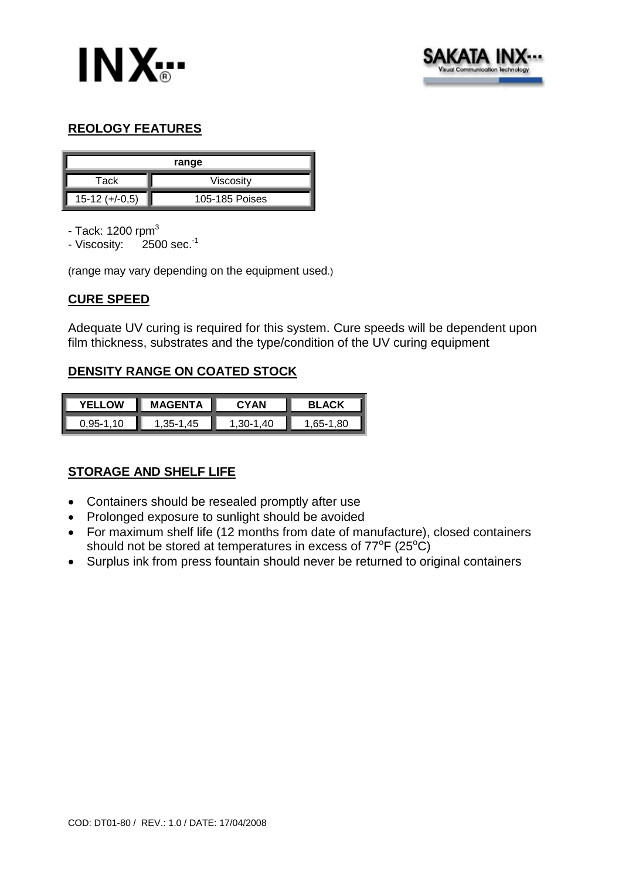## REOLOGY FEATURES

| range | |
|---|---|
| Tack | Viscosity |
| 15-12 (+/-0,5) | 105-185 Poises |

- Tack: 1200 $rpm^3$
- Viscosity: 2500 $sec.^{-1}$

(range may vary depending on the equipment used.)

## CURE SPEED

Adequate UV curing is required for this system. Cure speeds will be dependent upon film thickness, substrates and the type/condition of the UV curing equipment

## DENSITY RANGE ON COATED STOCK

| YELLOW | MAGENTA | CYAN | BLACK |
|---|---|---|---|
| 0,95-1,10 | 1,35-1,45 | 1,30-1,40 | 1,65-1,80 |

## STORAGE AND SHELF LIFE

- Containers should be resealed promptly after use
- Prolonged exposure to sunlight should be avoided
- For maximum shelf life (12 months from date of manufacture), closed containers should not be stored at temperatures in excess of 77°F (25°C)
- Surplus ink from press fountain should never be returned to original containers

COD: DT01-80 / REV.: 1.0 / DATE: 17/04/2008